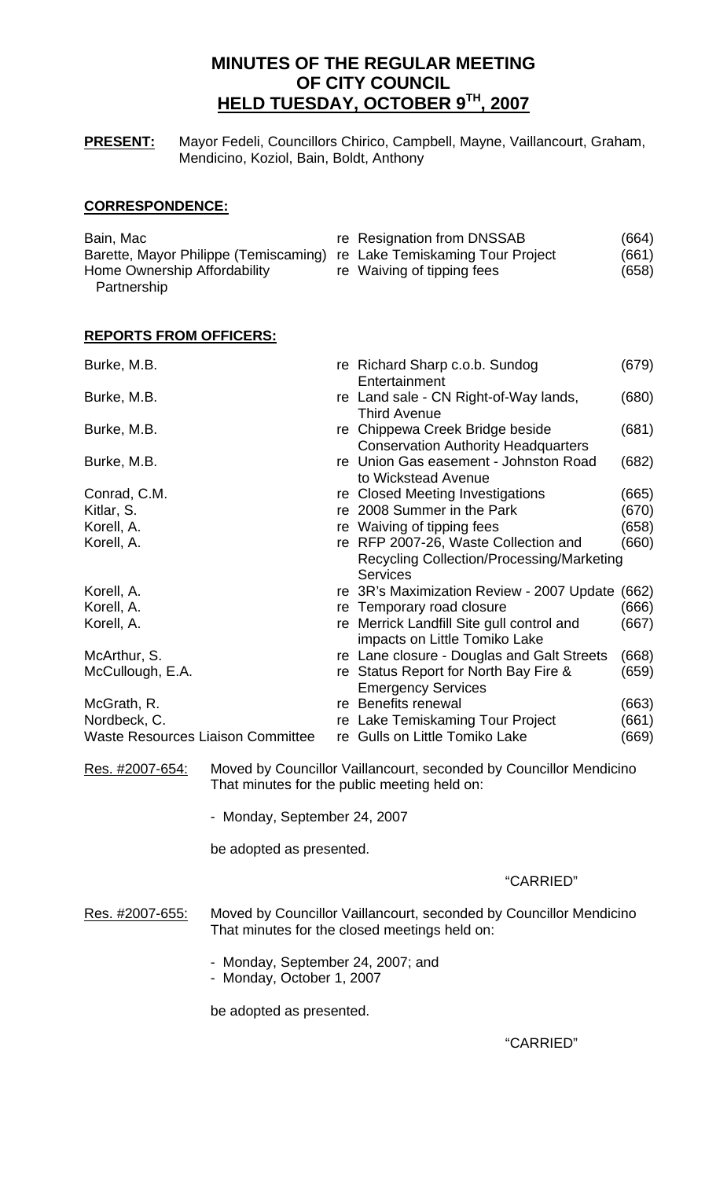# MINUTES OF THE REGULAR MEETING OF CITY COUNCIL HELD TUESDAY, OCTOBER 9TH, 2007

**PRESENT:** Mayor Fedeli, Councillors Chirico, Campbell, Mayne, Vaillancourt, Graham, Mendicino, Koziol, Bain, Boldt, Anthony

## CORRESPONDENCE:

| | | |
|---|---|---|
| Bain, Mac | re Resignation from DNSSAB | (664) |
| Barette, Mayor Philippe (Temiscaming) | re Lake Temiskaming Tour Project | (661) |
| Home Ownership Affordability Partnership | re Waiving of tipping fees | (658) |

## REPORTS FROM OFFICERS:

| | | |
|---|---|---|
| Burke, M.B. | re Richard Sharp c.o.b. Sundog Entertainment | (679) |
| Burke, M.B. | re Land sale - CN Right-of-Way lands, Third Avenue | (680) |
| Burke, M.B. | re Chippewa Creek Bridge beside Conservation Authority Headquarters | (681) |
| Burke, M.B. | re Union Gas easement - Johnston Road to Wickstead Avenue | (682) |
| Conrad, C.M. | re Closed Meeting Investigations | (665) |
| Kitlar, S. | re 2008 Summer in the Park | (670) |
| Korell, A. | re Waiving of tipping fees | (658) |
| Korell, A. | re RFP 2007-26, Waste Collection and Recycling Collection/Processing/Marketing Services | (660) |
| Korell, A. | re 3R's Maximization Review - 2007 Update | (662) |
| Korell, A. | re Temporary road closure | (666) |
| Korell, A. | re Merrick Landfill Site gull control and impacts on Little Tomiko Lake | (667) |
| McArthur, S. | re Lane closure - Douglas and Galt Streets | (668) |
| McCullough, E.A. | re Status Report for North Bay Fire & Emergency Services | (659) |
| McGrath, R. | re Benefits renewal | (663) |
| Nordbeck, C. | re Lake Temiskaming Tour Project | (661) |
| Waste Resources Liaison Committee | re Gulls on Little Tomiko Lake | (669) |

Res. #2007-654: Moved by Councillor Vaillancourt, seconded by Councillor Mendicino That minutes for the public meeting held on:

- Monday, September 24, 2007

be adopted as presented.

"CARRIED"

Res. #2007-655: Moved by Councillor Vaillancourt, seconded by Councillor Mendicino That minutes for the closed meetings held on:

- Monday, September 24, 2007; and
- Monday, October 1, 2007

be adopted as presented.

"CARRIED"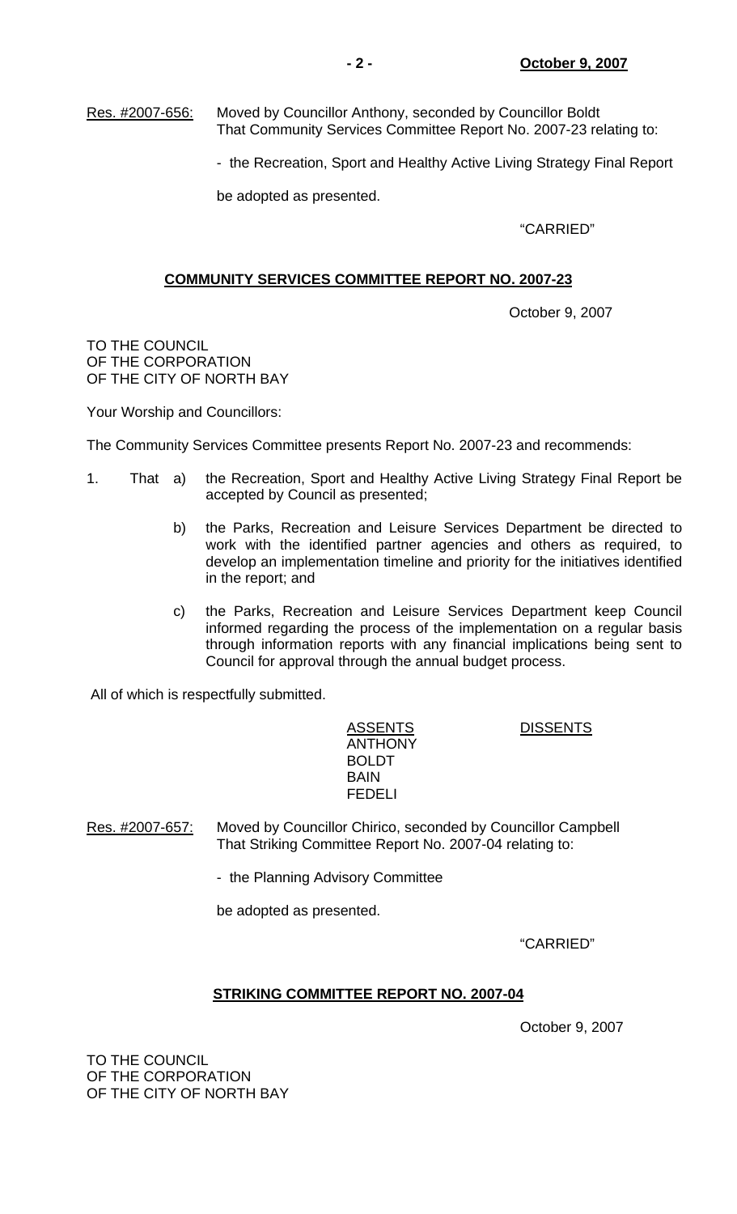Res. #2007-656: Moved by Councillor Anthony, seconded by Councillor Boldt That Community Services Committee Report No. 2007-23 relating to:

- the Recreation, Sport and Healthy Active Living Strategy Final Report

be adopted as presented.

"CARRIED"

## COMMUNITY SERVICES COMMITTEE REPORT NO. 2007-23

October 9, 2007

TO THE COUNCIL
OF THE CORPORATION
OF THE CITY OF NORTH BAY

Your Worship and Councillors:

The Community Services Committee presents Report No. 2007-23 and recommends:

1. That a) the Recreation, Sport and Healthy Active Living Strategy Final Report be accepted by Council as presented;

   b) the Parks, Recreation and Leisure Services Department be directed to work with the identified partner agencies and others as required, to develop an implementation timeline and priority for the initiatives identified in the report; and

   c) the Parks, Recreation and Leisure Services Department keep Council informed regarding the process of the implementation on a regular basis through information reports with any financial implications being sent to Council for approval through the annual budget process.

All of which is respectfully submitted.

| ASSENTS | DISSENTS |
|---|---|
| ANTHONY | |
| BOLDT | |
| BAIN | |
| FEDELI | |

Res. #2007-657: Moved by Councillor Chirico, seconded by Councillor Campbell That Striking Committee Report No. 2007-04 relating to:

- the Planning Advisory Committee

be adopted as presented.

"CARRIED"

## STRIKING COMMITTEE REPORT NO. 2007-04

October 9, 2007

TO THE COUNCIL
OF THE CORPORATION
OF THE CITY OF NORTH BAY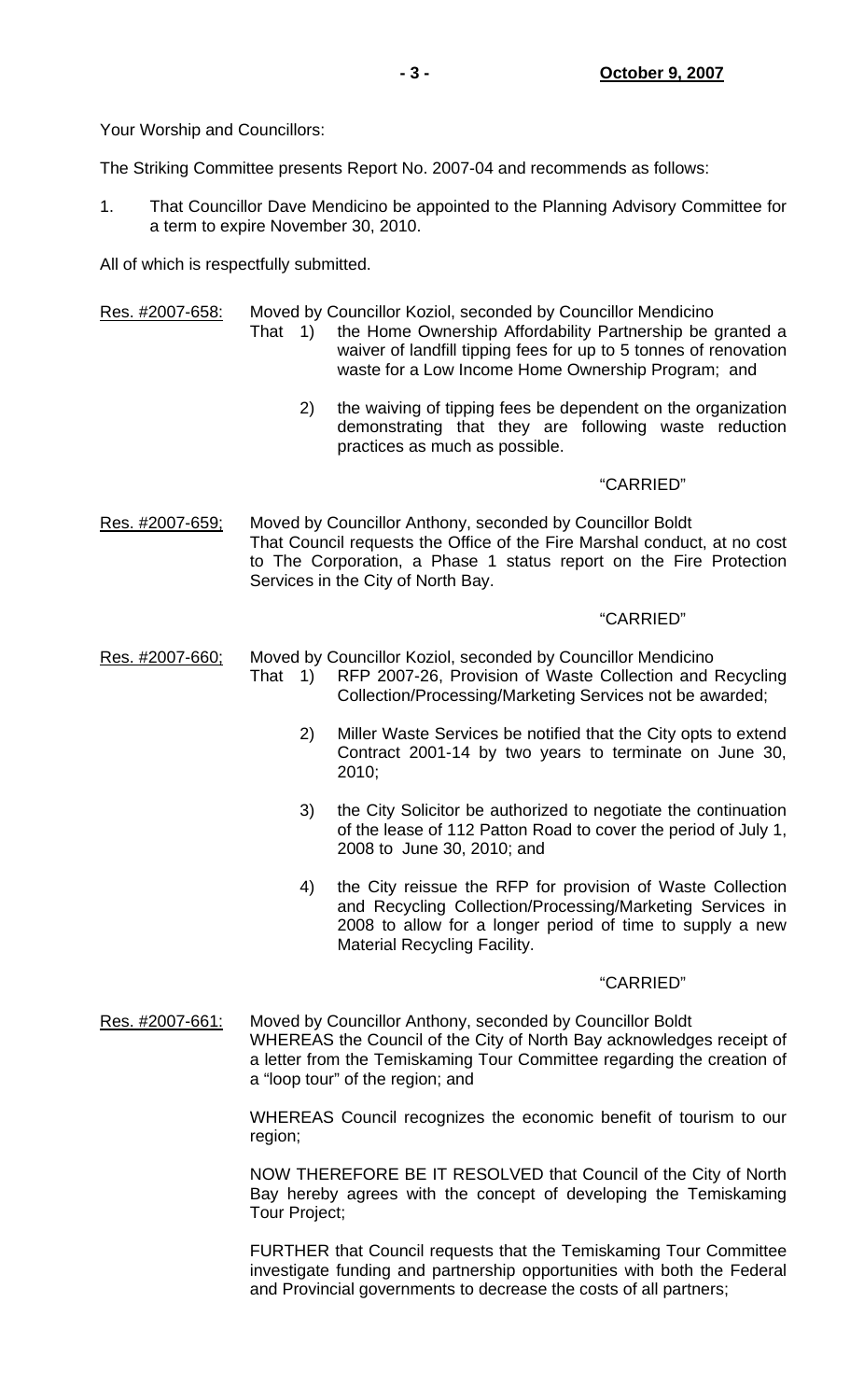Your Worship and Councillors:

The Striking Committee presents Report No. 2007-04 and recommends as follows:

1. That Councillor Dave Mendicino be appointed to the Planning Advisory Committee for a term to expire November 30, 2010.

All of which is respectfully submitted.

Res. #2007-658: Moved by Councillor Koziol, seconded by Councillor Mendicino

That 1) the Home Ownership Affordability Partnership be granted a waiver of landfill tipping fees for up to 5 tonnes of renovation waste for a Low Income Home Ownership Program; and

2) the waiving of tipping fees be dependent on the organization demonstrating that they are following waste reduction practices as much as possible.

"CARRIED"

Res. #2007-659; Moved by Councillor Anthony, seconded by Councillor Boldt

That Council requests the Office of the Fire Marshal conduct, at no cost to The Corporation, a Phase 1 status report on the Fire Protection Services in the City of North Bay.

"CARRIED"

Res. #2007-660; Moved by Councillor Koziol, seconded by Councillor Mendicino

That 1) RFP 2007-26, Provision of Waste Collection and Recycling Collection/Processing/Marketing Services not be awarded;

2) Miller Waste Services be notified that the City opts to extend Contract 2001-14 by two years to terminate on June 30, 2010;

3) the City Solicitor be authorized to negotiate the continuation of the lease of 112 Patton Road to cover the period of July 1, 2008 to June 30, 2010; and

4) the City reissue the RFP for provision of Waste Collection and Recycling Collection/Processing/Marketing Services in 2008 to allow for a longer period of time to supply a new Material Recycling Facility.

"CARRIED"

Res. #2007-661: Moved by Councillor Anthony, seconded by Councillor Boldt

WHEREAS the Council of the City of North Bay acknowledges receipt of a letter from the Temiskaming Tour Committee regarding the creation of a "loop tour" of the region; and

WHEREAS Council recognizes the economic benefit of tourism to our region;

NOW THEREFORE BE IT RESOLVED that Council of the City of North Bay hereby agrees with the concept of developing the Temiskaming Tour Project;

FURTHER that Council requests that the Temiskaming Tour Committee investigate funding and partnership opportunities with both the Federal and Provincial governments to decrease the costs of all partners;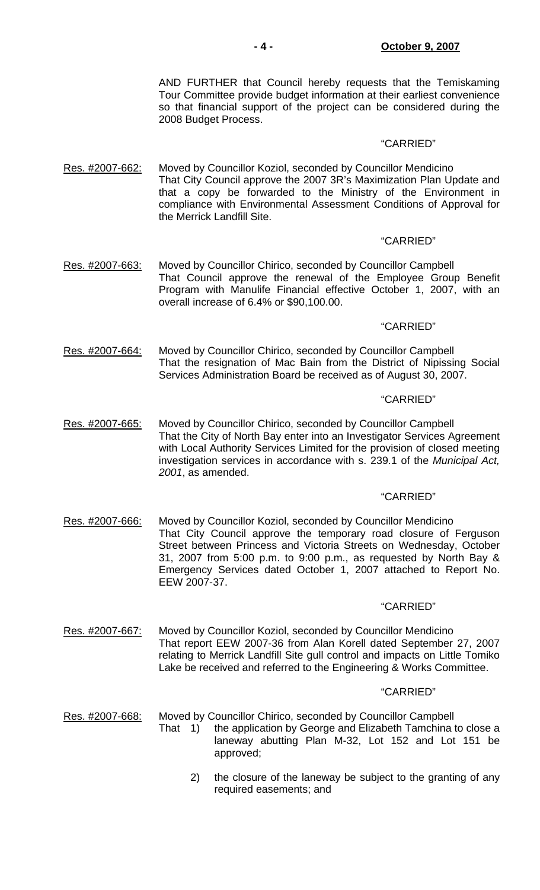AND FURTHER that Council hereby requests that the Temiskaming Tour Committee provide budget information at their earliest convenience so that financial support of the project can be considered during the 2008 Budget Process.

"CARRIED"

Res. #2007-662: Moved by Councillor Koziol, seconded by Councillor Mendicino
That City Council approve the 2007 3R's Maximization Plan Update and that a copy be forwarded to the Ministry of the Environment in compliance with Environmental Assessment Conditions of Approval for the Merrick Landfill Site.

"CARRIED"

Res. #2007-663: Moved by Councillor Chirico, seconded by Councillor Campbell
That Council approve the renewal of the Employee Group Benefit Program with Manulife Financial effective October 1, 2007, with an overall increase of 6.4% or $90,100.00.

"CARRIED"

Res. #2007-664: Moved by Councillor Chirico, seconded by Councillor Campbell
That the resignation of Mac Bain from the District of Nipissing Social Services Administration Board be received as of August 30, 2007.

"CARRIED"

Res. #2007-665: Moved by Councillor Chirico, seconded by Councillor Campbell
That the City of North Bay enter into an Investigator Services Agreement with Local Authority Services Limited for the provision of closed meeting investigation services in accordance with s. 239.1 of the *Municipal Act, 2001*, as amended.

"CARRIED"

Res. #2007-666: Moved by Councillor Koziol, seconded by Councillor Mendicino
That City Council approve the temporary road closure of Ferguson Street between Princess and Victoria Streets on Wednesday, October 31, 2007 from 5:00 p.m. to 9:00 p.m., as requested by North Bay & Emergency Services dated October 1, 2007 attached to Report No. EEW 2007-37.

"CARRIED"

Res. #2007-667: Moved by Councillor Koziol, seconded by Councillor Mendicino
That report EEW 2007-36 from Alan Korell dated September 27, 2007 relating to Merrick Landfill Site gull control and impacts on Little Tomiko Lake be received and referred to the Engineering & Works Committee.

"CARRIED"

Res. #2007-668: Moved by Councillor Chirico, seconded by Councillor Campbell
That 1) the application by George and Elizabeth Tamchina to close a laneway abutting Plan M-32, Lot 152 and Lot 151 be approved;

2) the closure of the laneway be subject to the granting of any required easements; and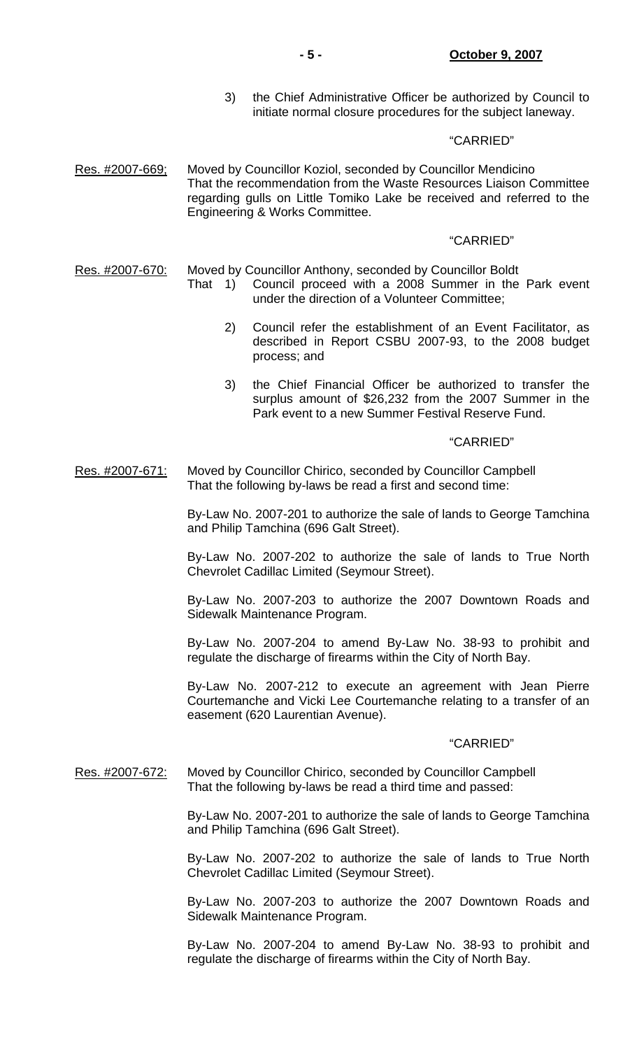3) the Chief Administrative Officer be authorized by Council to initiate normal closure procedures for the subject laneway.

"CARRIED"

Res. #2007-669; Moved by Councillor Koziol, seconded by Councillor Mendicino
That the recommendation from the Waste Resources Liaison Committee regarding gulls on Little Tomiko Lake be received and referred to the Engineering & Works Committee.

"CARRIED"

Res. #2007-670: Moved by Councillor Anthony, seconded by Councillor Boldt
That 1) Council proceed with a 2008 Summer in the Park event under the direction of a Volunteer Committee;

2) Council refer the establishment of an Event Facilitator, as described in Report CSBU 2007-93, to the 2008 budget process; and

3) the Chief Financial Officer be authorized to transfer the surplus amount of $26,232 from the 2007 Summer in the Park event to a new Summer Festival Reserve Fund.

"CARRIED"

Res. #2007-671: Moved by Councillor Chirico, seconded by Councillor Campbell
That the following by-laws be read a first and second time:

By-Law No. 2007-201 to authorize the sale of lands to George Tamchina and Philip Tamchina (696 Galt Street).

By-Law No. 2007-202 to authorize the sale of lands to True North Chevrolet Cadillac Limited (Seymour Street).

By-Law No. 2007-203 to authorize the 2007 Downtown Roads and Sidewalk Maintenance Program.

By-Law No. 2007-204 to amend By-Law No. 38-93 to prohibit and regulate the discharge of firearms within the City of North Bay.

By-Law No. 2007-212 to execute an agreement with Jean Pierre Courtemanche and Vicki Lee Courtemanche relating to a transfer of an easement (620 Laurentian Avenue).

"CARRIED"

Res. #2007-672: Moved by Councillor Chirico, seconded by Councillor Campbell
That the following by-laws be read a third time and passed:

By-Law No. 2007-201 to authorize the sale of lands to George Tamchina and Philip Tamchina (696 Galt Street).

By-Law No. 2007-202 to authorize the sale of lands to True North Chevrolet Cadillac Limited (Seymour Street).

By-Law No. 2007-203 to authorize the 2007 Downtown Roads and Sidewalk Maintenance Program.

By-Law No. 2007-204 to amend By-Law No. 38-93 to prohibit and regulate the discharge of firearms within the City of North Bay.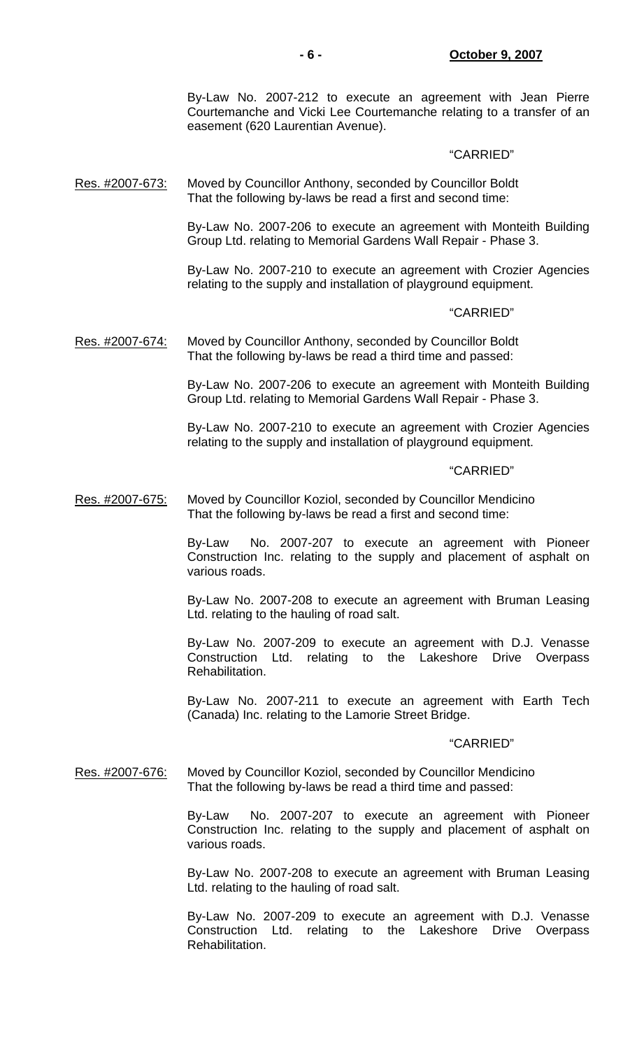By-Law No. 2007-212 to execute an agreement with Jean Pierre Courtemanche and Vicki Lee Courtemanche relating to a transfer of an easement (620 Laurentian Avenue).

"CARRIED"

Res. #2007-673: Moved by Councillor Anthony, seconded by Councillor Boldt That the following by-laws be read a first and second time:

By-Law No. 2007-206 to execute an agreement with Monteith Building Group Ltd. relating to Memorial Gardens Wall Repair - Phase 3.

By-Law No. 2007-210 to execute an agreement with Crozier Agencies relating to the supply and installation of playground equipment.

"CARRIED"

Res. #2007-674: Moved by Councillor Anthony, seconded by Councillor Boldt That the following by-laws be read a third time and passed:

By-Law No. 2007-206 to execute an agreement with Monteith Building Group Ltd. relating to Memorial Gardens Wall Repair - Phase 3.

By-Law No. 2007-210 to execute an agreement with Crozier Agencies relating to the supply and installation of playground equipment.

"CARRIED"

Res. #2007-675: Moved by Councillor Koziol, seconded by Councillor Mendicino That the following by-laws be read a first and second time:

By-Law No. 2007-207 to execute an agreement with Pioneer Construction Inc. relating to the supply and placement of asphalt on various roads.

By-Law No. 2007-208 to execute an agreement with Bruman Leasing Ltd. relating to the hauling of road salt.

By-Law No. 2007-209 to execute an agreement with D.J. Venasse Construction Ltd. relating to the Lakeshore Drive Overpass Rehabilitation.

By-Law No. 2007-211 to execute an agreement with Earth Tech (Canada) Inc. relating to the Lamorie Street Bridge.

"CARRIED"

Res. #2007-676: Moved by Councillor Koziol, seconded by Councillor Mendicino That the following by-laws be read a third time and passed:

By-Law No. 2007-207 to execute an agreement with Pioneer Construction Inc. relating to the supply and placement of asphalt on various roads.

By-Law No. 2007-208 to execute an agreement with Bruman Leasing Ltd. relating to the hauling of road salt.

By-Law No. 2007-209 to execute an agreement with D.J. Venasse Construction Ltd. relating to the Lakeshore Drive Overpass Rehabilitation.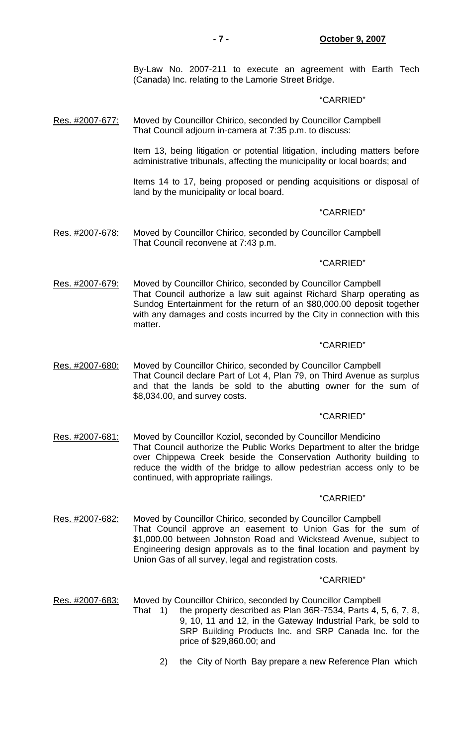By-Law No. 2007-211 to execute an agreement with Earth Tech (Canada) Inc. relating to the Lamorie Street Bridge.

"CARRIED"

Res. #2007-677: Moved by Councillor Chirico, seconded by Councillor Campbell
That Council adjourn in-camera at 7:35 p.m. to discuss:

Item 13, being litigation or potential litigation, including matters before administrative tribunals, affecting the municipality or local boards; and

Items 14 to 17, being proposed or pending acquisitions or disposal of land by the municipality or local board.

"CARRIED"

Res. #2007-678: Moved by Councillor Chirico, seconded by Councillor Campbell
That Council reconvene at 7:43 p.m.

"CARRIED"

Res. #2007-679: Moved by Councillor Chirico, seconded by Councillor Campbell
That Council authorize a law suit against Richard Sharp operating as Sundog Entertainment for the return of an $80,000.00 deposit together with any damages and costs incurred by the City in connection with this matter.

"CARRIED"

Res. #2007-680: Moved by Councillor Chirico, seconded by Councillor Campbell
That Council declare Part of Lot 4, Plan 79, on Third Avenue as surplus and that the lands be sold to the abutting owner for the sum of $8,034.00, and survey costs.

"CARRIED"

Res. #2007-681: Moved by Councillor Koziol, seconded by Councillor Mendicino
That Council authorize the Public Works Department to alter the bridge over Chippewa Creek beside the Conservation Authority building to reduce the width of the bridge to allow pedestrian access only to be continued, with appropriate railings.

"CARRIED"

Res. #2007-682: Moved by Councillor Chirico, seconded by Councillor Campbell
That Council approve an easement to Union Gas for the sum of $1,000.00 between Johnston Road and Wickstead Avenue, subject to Engineering design approvals as to the final location and payment by Union Gas of all survey, legal and registration costs.

"CARRIED"

Res. #2007-683: Moved by Councillor Chirico, seconded by Councillor Campbell
That 1) the property described as Plan 36R-7534, Parts 4, 5, 6, 7, 8, 9, 10, 11 and 12, in the Gateway Industrial Park, be sold to SRP Building Products Inc. and SRP Canada Inc. for the price of $29,860.00; and

2) the City of North Bay prepare a new Reference Plan which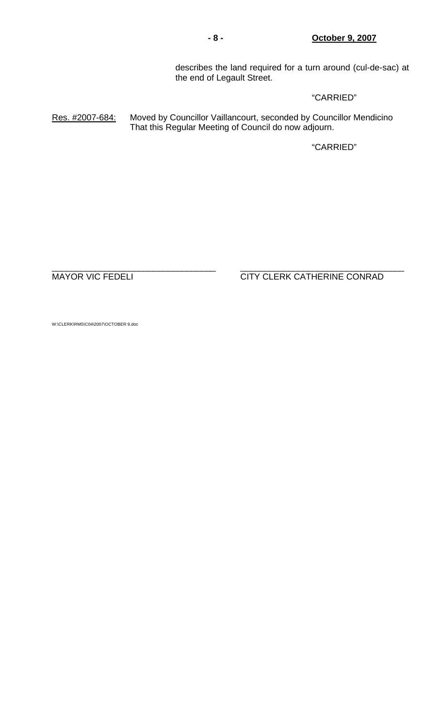describes the land required for a turn around (cul-de-sac) at the end of Legault Street.

"CARRIED"

Res. #2007-684: Moved by Councillor Vaillancourt, seconded by Councillor Mendicino That this Regular Meeting of Council do now adjourn.

"CARRIED"

\_\_\_\_\_\_\_\_\_\_\_\_\_\_\_\_\_\_\_\_\_\_\_\_\_\_\_\_\_\_\_\_\_\_\_\_
MAYOR VIC FEDELI

\_\_\_\_\_\_\_\_\_\_\_\_\_\_\_\_\_\_\_\_\_\_\_\_\_\_\_\_\_\_\_\_\_\_\_\_
CITY CLERK CATHERINE CONRAD

W:\CLERK\RMS\C04\2007\OCTOBER 9.doc